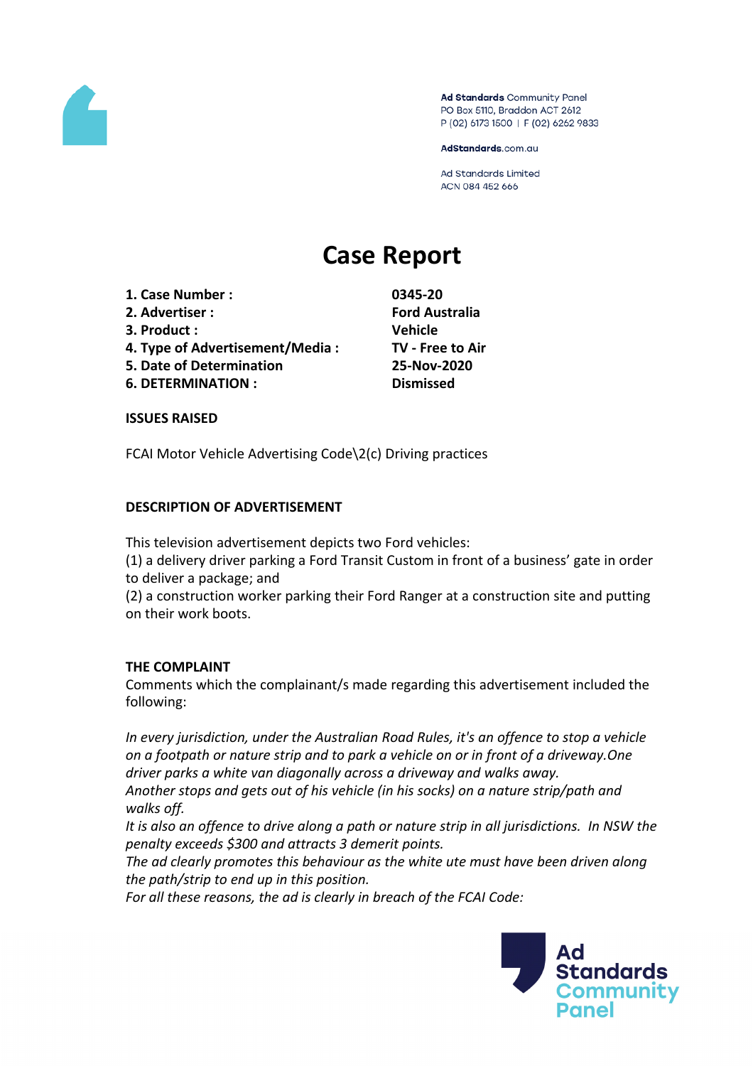Ad Standards Community Panel
PO Box 5110, Braddon ACT 2612
P (02) 6173 1500 | F (02) 6262 9833

AdStandards.com.au

Ad Standards Limited
ACN 084 452 666

# Case Report

| | |
|---|---|
| **1. Case Number :** | **0345-20** |
| **2. Advertiser :** | **Ford Australia** |
| **3. Product :** | **Vehicle** |
| **4. Type of Advertisement/Media :** | **TV - Free to Air** |
| **5. Date of Determination** | **25-Nov-2020** |
| **6. DETERMINATION :** | **Dismissed** |

## ISSUES RAISED

FCAI Motor Vehicle Advertising Code\2(c) Driving practices

## DESCRIPTION OF ADVERTISEMENT

This television advertisement depicts two Ford vehicles:
(1) a delivery driver parking a Ford Transit Custom in front of a business' gate in order to deliver a package; and
(2) a construction worker parking their Ford Ranger at a construction site and putting on their work boots.

## THE COMPLAINT

Comments which the complainant/s made regarding this advertisement included the following:

*In every jurisdiction, under the Australian Road Rules, it's an offence to stop a vehicle on a footpath or nature strip and to park a vehicle on or in front of a driveway.One driver parks a white van diagonally across a driveway and walks away.*
*Another stops and gets out of his vehicle (in his socks) on a nature strip/path and walks off.*
*It is also an offence to drive along a path or nature strip in all jurisdictions. In NSW the penalty exceeds $300 and attracts 3 demerit points.*
*The ad clearly promotes this behaviour as the white ute must have been driven along the path/strip to end up in this position.*
*For all these reasons, the ad is clearly in breach of the FCAI Code:*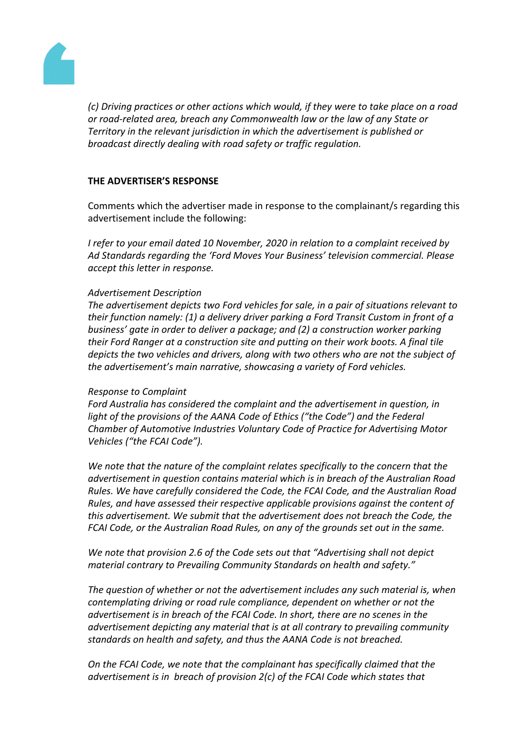*(c) Driving practices or other actions which would, if they were to take place on a road or road-related area, breach any Commonwealth law or the law of any State or Territory in the relevant jurisdiction in which the advertisement is published or broadcast directly dealing with road safety or traffic regulation.*

**THE ADVERTISER'S RESPONSE**

Comments which the advertiser made in response to the complainant/s regarding this advertisement include the following:

*I refer to your email dated 10 November, 2020 in relation to a complaint received by Ad Standards regarding the 'Ford Moves Your Business' television commercial. Please accept this letter in response.*

*Advertisement Description*

*The advertisement depicts two Ford vehicles for sale, in a pair of situations relevant to their function namely: (1) a delivery driver parking a Ford Transit Custom in front of a business' gate in order to deliver a package; and (2) a construction worker parking their Ford Ranger at a construction site and putting on their work boots. A final tile depicts the two vehicles and drivers, along with two others who are not the subject of the advertisement's main narrative, showcasing a variety of Ford vehicles.*

*Response to Complaint*

*Ford Australia has considered the complaint and the advertisement in question, in light of the provisions of the AANA Code of Ethics ("the Code") and the Federal Chamber of Automotive Industries Voluntary Code of Practice for Advertising Motor Vehicles ("the FCAI Code").*

*We note that the nature of the complaint relates specifically to the concern that the advertisement in question contains material which is in breach of the Australian Road Rules. We have carefully considered the Code, the FCAI Code, and the Australian Road Rules, and have assessed their respective applicable provisions against the content of this advertisement. We submit that the advertisement does not breach the Code, the FCAI Code, or the Australian Road Rules, on any of the grounds set out in the same.*

*We note that provision 2.6 of the Code sets out that "Advertising shall not depict material contrary to Prevailing Community Standards on health and safety."*

*The question of whether or not the advertisement includes any such material is, when contemplating driving or road rule compliance, dependent on whether or not the advertisement is in breach of the FCAI Code. In short, there are no scenes in the advertisement depicting any material that is at all contrary to prevailing community standards on health and safety, and thus the AANA Code is not breached.*

*On the FCAI Code, we note that the complainant has specifically claimed that the advertisement is in breach of provision 2(c) of the FCAI Code which states that*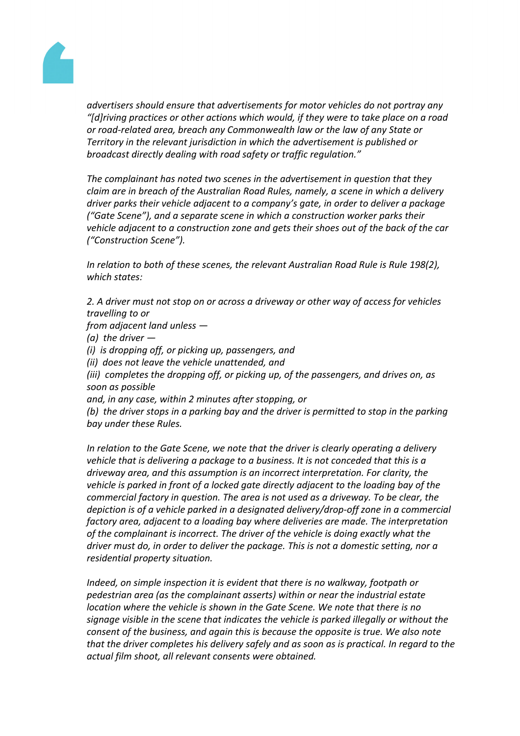*advertisers should ensure that advertisements for motor vehicles do not portray any "[d]riving practices or other actions which would, if they were to take place on a road or road-related area, breach any Commonwealth law or the law of any State or Territory in the relevant jurisdiction in which the advertisement is published or broadcast directly dealing with road safety or traffic regulation."*

*The complainant has noted two scenes in the advertisement in question that they claim are in breach of the Australian Road Rules, namely, a scene in which a delivery driver parks their vehicle adjacent to a company's gate, in order to deliver a package ("Gate Scene"), and a separate scene in which a construction worker parks their vehicle adjacent to a construction zone and gets their shoes out of the back of the car ("Construction Scene").*

*In relation to both of these scenes, the relevant Australian Road Rule is Rule 198(2), which states:*

*2. A driver must not stop on or across a driveway or other way of access for vehicles travelling to or from adjacent land unless —*
*(a) the driver —*
*(i) is dropping off, or picking up, passengers, and*
*(ii) does not leave the vehicle unattended, and*
*(iii) completes the dropping off, or picking up, of the passengers, and drives on, as soon as possible and, in any case, within 2 minutes after stopping, or*
*(b) the driver stops in a parking bay and the driver is permitted to stop in the parking bay under these Rules.*

*In relation to the Gate Scene, we note that the driver is clearly operating a delivery vehicle that is delivering a package to a business. It is not conceded that this is a driveway area, and this assumption is an incorrect interpretation. For clarity, the vehicle is parked in front of a locked gate directly adjacent to the loading bay of the commercial factory in question. The area is not used as a driveway. To be clear, the depiction is of a vehicle parked in a designated delivery/drop-off zone in a commercial factory area, adjacent to a loading bay where deliveries are made. The interpretation of the complainant is incorrect. The driver of the vehicle is doing exactly what the driver must do, in order to deliver the package. This is not a domestic setting, nor a residential property situation.*

*Indeed, on simple inspection it is evident that there is no walkway, footpath or pedestrian area (as the complainant asserts) within or near the industrial estate location where the vehicle is shown in the Gate Scene. We note that there is no signage visible in the scene that indicates the vehicle is parked illegally or without the consent of the business, and again this is because the opposite is true. We also note that the driver completes his delivery safely and as soon as is practical. In regard to the actual film shoot, all relevant consents were obtained.*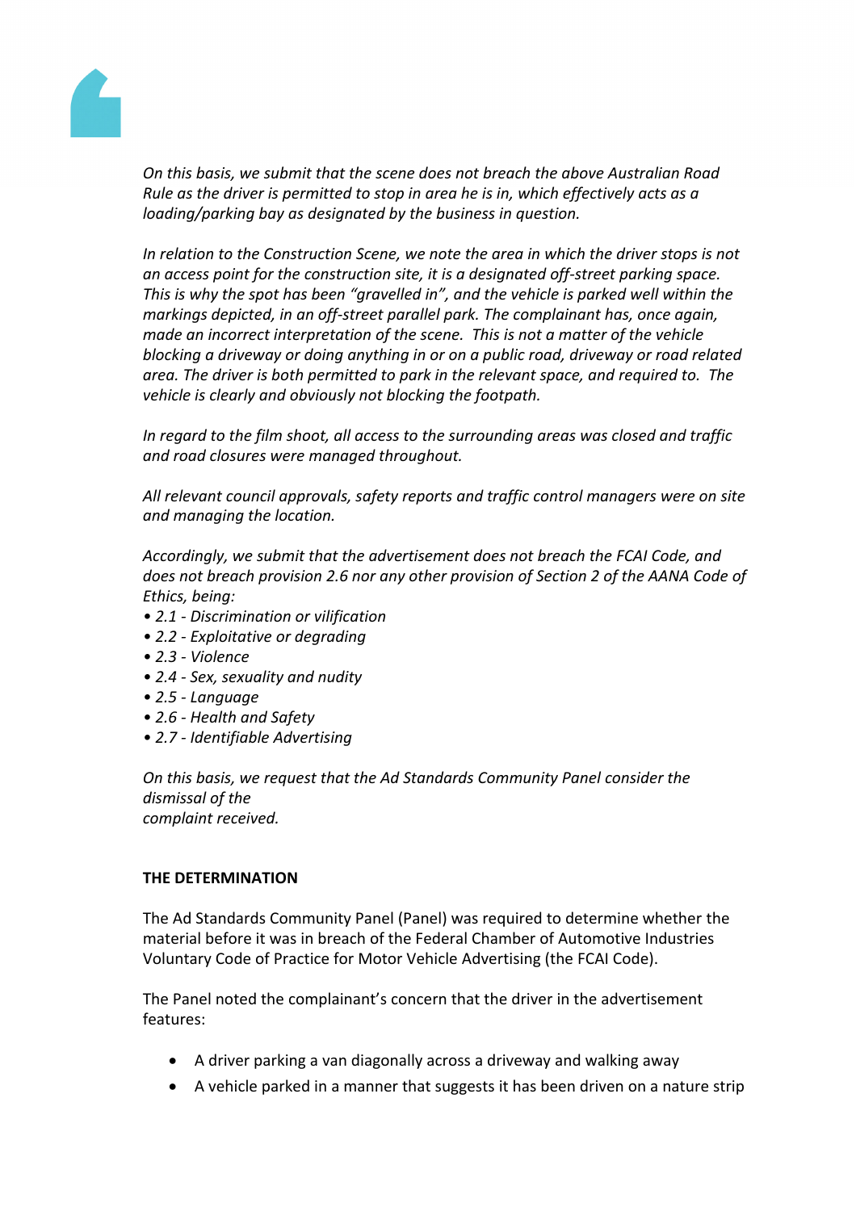*On this basis, we submit that the scene does not breach the above Australian Road Rule as the driver is permitted to stop in area he is in, which effectively acts as a loading/parking bay as designated by the business in question.*

*In relation to the Construction Scene, we note the area in which the driver stops is not an access point for the construction site, it is a designated off-street parking space. This is why the spot has been "gravelled in", and the vehicle is parked well within the markings depicted, in an off-street parallel park. The complainant has, once again, made an incorrect interpretation of the scene. This is not a matter of the vehicle blocking a driveway or doing anything in or on a public road, driveway or road related area. The driver is both permitted to park in the relevant space, and required to. The vehicle is clearly and obviously not blocking the footpath.*

*In regard to the film shoot, all access to the surrounding areas was closed and traffic and road closures were managed throughout.*

*All relevant council approvals, safety reports and traffic control managers were on site and managing the location.*

*Accordingly, we submit that the advertisement does not breach the FCAI Code, and does not breach provision 2.6 nor any other provision of Section 2 of the AANA Code of Ethics, being:*
- *2.1 - Discrimination or vilification*
- *2.2 - Exploitative or degrading*
- *2.3 - Violence*
- *2.4 - Sex, sexuality and nudity*
- *2.5 - Language*
- *2.6 - Health and Safety*
- *2.7 - Identifiable Advertising*

*On this basis, we request that the Ad Standards Community Panel consider the dismissal of the complaint received.*

**THE DETERMINATION**

The Ad Standards Community Panel (Panel) was required to determine whether the material before it was in breach of the Federal Chamber of Automotive Industries Voluntary Code of Practice for Motor Vehicle Advertising (the FCAI Code).

The Panel noted the complainant's concern that the driver in the advertisement features:

- A driver parking a van diagonally across a driveway and walking away
- A vehicle parked in a manner that suggests it has been driven on a nature strip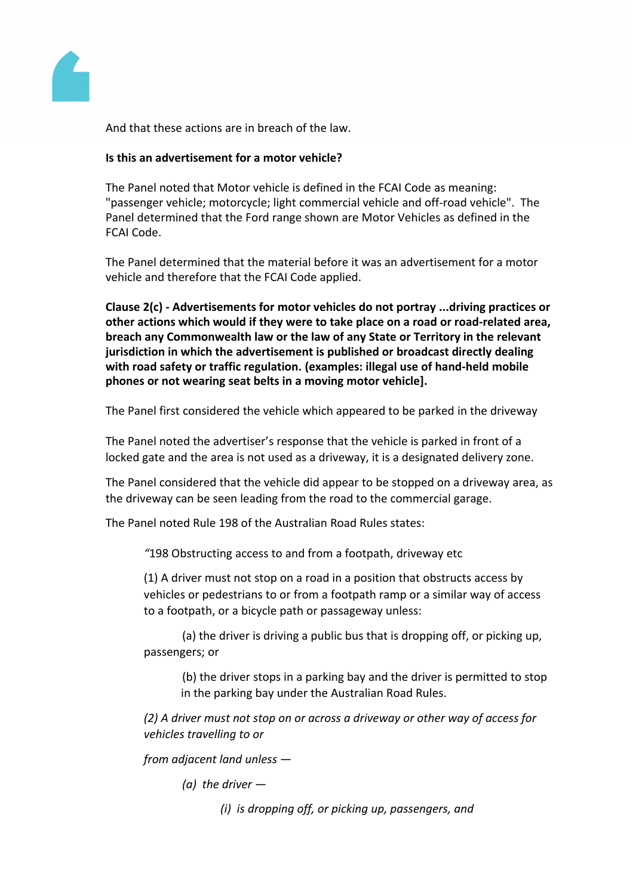And that these actions are in breach of the law.

**Is this an advertisement for a motor vehicle?**

The Panel noted that Motor vehicle is defined in the FCAI Code as meaning: "passenger vehicle; motorcycle; light commercial vehicle and off-road vehicle". The Panel determined that the Ford range shown are Motor Vehicles as defined in the FCAI Code.

The Panel determined that the material before it was an advertisement for a motor vehicle and therefore that the FCAI Code applied.

**Clause 2(c) - Advertisements for motor vehicles do not portray ...driving practices or other actions which would if they were to take place on a road or road-related area, breach any Commonwealth law or the law of any State or Territory in the relevant jurisdiction in which the advertisement is published or broadcast directly dealing with road safety or traffic regulation. (examples: illegal use of hand-held mobile phones or not wearing seat belts in a moving motor vehicle].**

The Panel first considered the vehicle which appeared to be parked in the driveway

The Panel noted the advertiser's response that the vehicle is parked in front of a locked gate and the area is not used as a driveway, it is a designated delivery zone.

The Panel considered that the vehicle did appear to be stopped on a driveway area, as the driveway can be seen leading from the road to the commercial garage.

The Panel noted Rule 198 of the Australian Road Rules states:

> "198 Obstructing access to and from a footpath, driveway etc
>
> (1) A driver must not stop on a road in a position that obstructs access by vehicles or pedestrians to or from a footpath ramp or a similar way of access to a footpath, or a bicycle path or passageway unless:
>
> (a) the driver is driving a public bus that is dropping off, or picking up, passengers; or
>
> (b) the driver stops in a parking bay and the driver is permitted to stop in the parking bay under the Australian Road Rules.
>
> *(2) A driver must not stop on or across a driveway or other way of access for vehicles travelling to or*
>
> *from adjacent land unless —*
>
> *(a) the driver —*
>
> *(i) is dropping off, or picking up, passengers, and*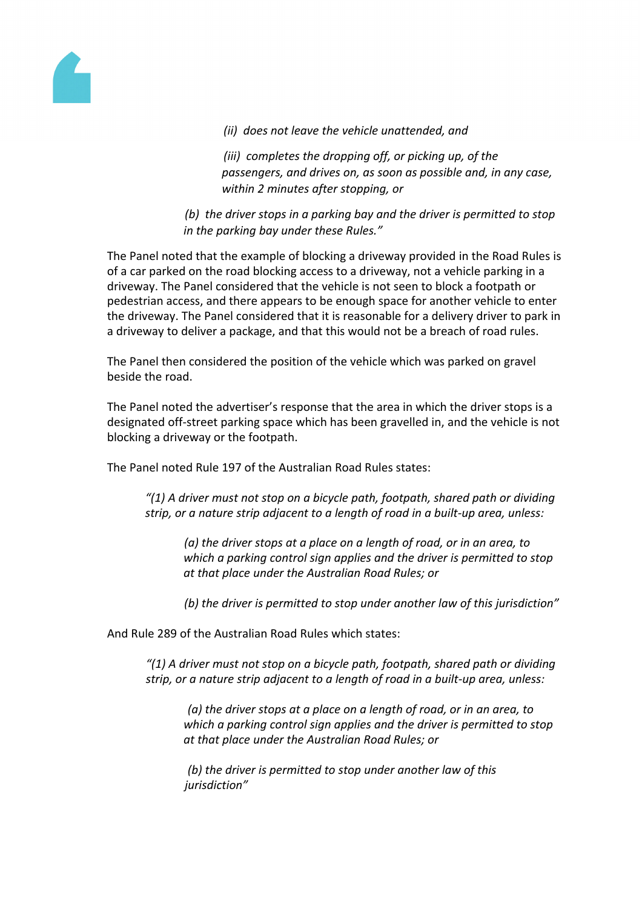> *(ii) does not leave the vehicle unattended, and*
>
> *(iii) completes the dropping off, or picking up, of the passengers, and drives on, as soon as possible and, in any case, within 2 minutes after stopping, or*
>
> *(b) the driver stops in a parking bay and the driver is permitted to stop in the parking bay under these Rules."*

The Panel noted that the example of blocking a driveway provided in the Road Rules is of a car parked on the road blocking access to a driveway, not a vehicle parking in a driveway. The Panel considered that the vehicle is not seen to block a footpath or pedestrian access, and there appears to be enough space for another vehicle to enter the driveway. The Panel considered that it is reasonable for a delivery driver to park in a driveway to deliver a package, and that this would not be a breach of road rules.

The Panel then considered the position of the vehicle which was parked on gravel beside the road.

The Panel noted the advertiser's response that the area in which the driver stops is a designated off-street parking space which has been gravelled in, and the vehicle is not blocking a driveway or the footpath.

The Panel noted Rule 197 of the Australian Road Rules states:

> *"(1) A driver must not stop on a bicycle path, footpath, shared path or dividing strip, or a nature strip adjacent to a length of road in a built-up area, unless:*
>
> *(a) the driver stops at a place on a length of road, or in an area, to which a parking control sign applies and the driver is permitted to stop at that place under the Australian Road Rules; or*
>
> *(b) the driver is permitted to stop under another law of this jurisdiction"*

And Rule 289 of the Australian Road Rules which states:

> *"(1) A driver must not stop on a bicycle path, footpath, shared path or dividing strip, or a nature strip adjacent to a length of road in a built-up area, unless:*
>
> *(a) the driver stops at a place on a length of road, or in an area, to which a parking control sign applies and the driver is permitted to stop at that place under the Australian Road Rules; or*
>
> *(b) the driver is permitted to stop under another law of this jurisdiction"*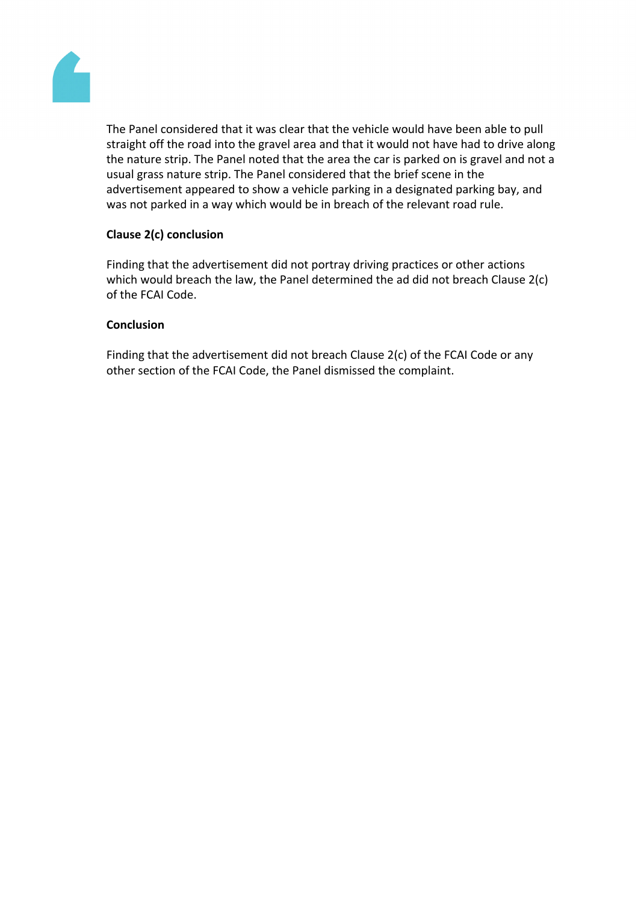The Panel considered that it was clear that the vehicle would have been able to pull straight off the road into the gravel area and that it would not have had to drive along the nature strip. The Panel noted that the area the car is parked on is gravel and not a usual grass nature strip. The Panel considered that the brief scene in the advertisement appeared to show a vehicle parking in a designated parking bay, and was not parked in a way which would be in breach of the relevant road rule.

**Clause 2(c) conclusion**

Finding that the advertisement did not portray driving practices or other actions which would breach the law, the Panel determined the ad did not breach Clause 2(c) of the FCAI Code.

**Conclusion**

Finding that the advertisement did not breach Clause 2(c) of the FCAI Code or any other section of the FCAI Code, the Panel dismissed the complaint.